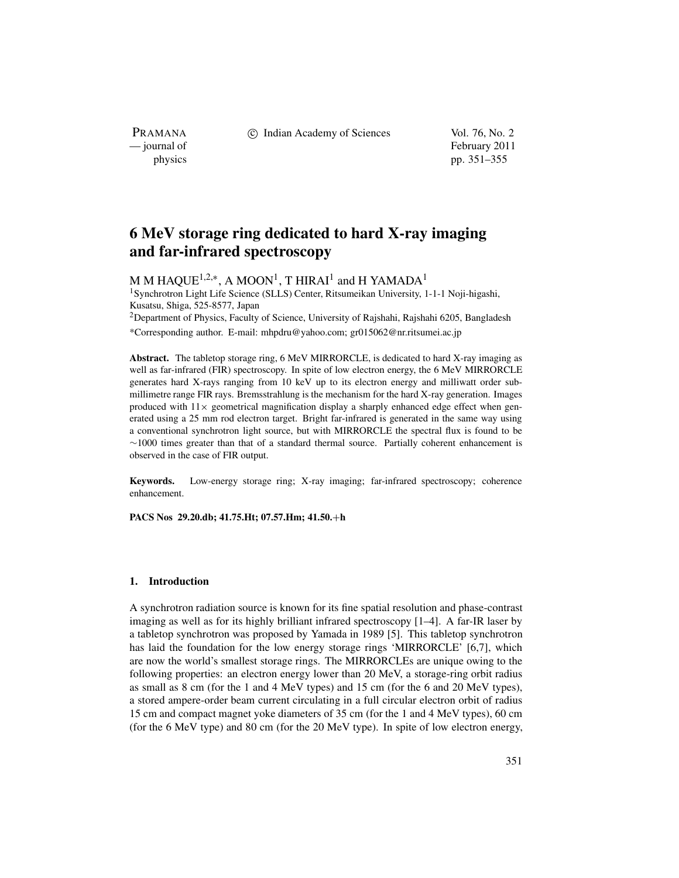# 6 MeV storage ring dedicated to hard X-ray imaging and far-infrared spectroscopy

M M HAQUE[1,2,*], A MOON[1], T HIRAI[1] and H YAMADA[1]

[1]Synchrotron Light Life Science (SLLS) Center, Ritsumeikan University, 1-1-1 Noji-higashi, Kusatsu, Shiga, 525-8577, Japan

[2]Department of Physics, Faculty of Science, University of Rajshahi, Rajshahi 6205, Bangladesh

*Corresponding author. E-mail: mhpdru@yahoo.com; gr015062@nr.ritsumei.ac.jp

**Abstract.** The tabletop storage ring, 6 MeV MIRRORCLE, is dedicated to hard X-ray imaging as well as far-infrared (FIR) spectroscopy. In spite of low electron energy, the 6 MeV MIRRORCLE generates hard X-rays ranging from 10 keV up to its electron energy and milliwatt order sub-millimetre range FIR rays. Bremsstrahlung is the mechanism for the hard X-ray generation. Images produced with $11\times$ geometrical magnification display a sharply enhanced edge effect when generated using a 25 mm rod electron target. Bright far-infrared is generated in the same way using a conventional synchrotron light source, but with MIRRORCLE the spectral flux is found to be $\sim$1000 times greater than that of a standard thermal source. Partially coherent enhancement is observed in the case of FIR output.

**Keywords.** Low-energy storage ring; X-ray imaging; far-infrared spectroscopy; coherence enhancement.

**PACS Nos 29.20.db; 41.75.Ht; 07.57.Hm; 41.50.+h**

## 1. Introduction

A synchrotron radiation source is known for its fine spatial resolution and phase-contrast imaging as well as for its highly brilliant infrared spectroscopy [1–4]. A far-IR laser by a tabletop synchrotron was proposed by Yamada in 1989 [5]. This tabletop synchrotron has laid the foundation for the low energy storage rings 'MIRRORCLE' [6,7], which are now the world's smallest storage rings. The MIRRORCLEs are unique owing to the following properties: an electron energy lower than 20 MeV, a storage-ring orbit radius as small as 8 cm (for the 1 and 4 MeV types) and 15 cm (for the 6 and 20 MeV types), a stored ampere-order beam current circulating in a full circular electron orbit of radius 15 cm and compact magnet yoke diameters of 35 cm (for the 1 and 4 MeV types), 60 cm (for the 6 MeV type) and 80 cm (for the 20 MeV type). In spite of low electron energy,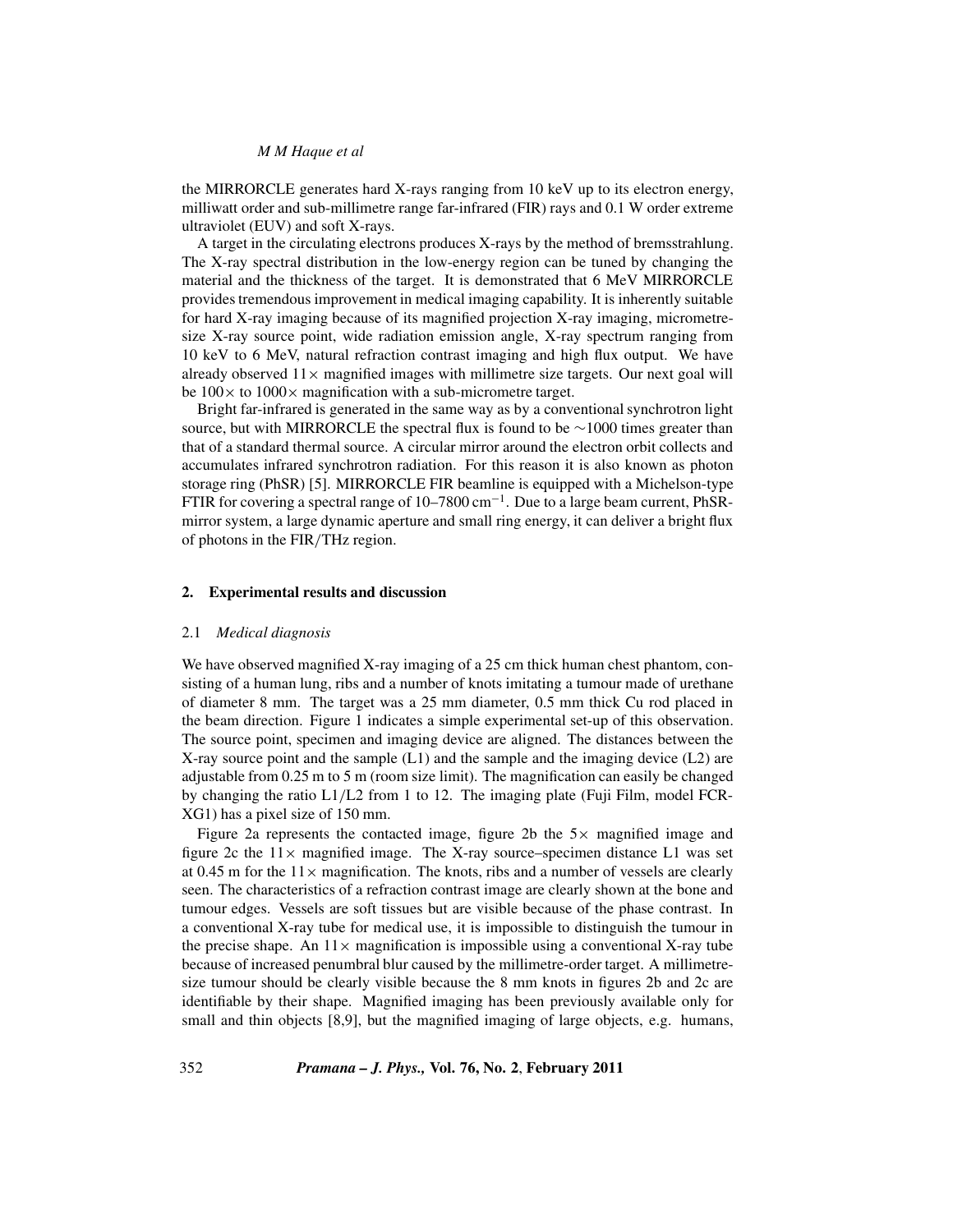the MIRRORCLE generates hard X-rays ranging from 10 keV up to its electron energy, milliwatt order and sub-millimetre range far-infrared (FIR) rays and 0.1 W order extreme ultraviolet (EUV) and soft X-rays.

A target in the circulating electrons produces X-rays by the method of bremsstrahlung. The X-ray spectral distribution in the low-energy region can be tuned by changing the material and the thickness of the target. It is demonstrated that 6 MeV MIRRORCLE provides tremendous improvement in medical imaging capability. It is inherently suitable for hard X-ray imaging because of its magnified projection X-ray imaging, micrometre-size X-ray source point, wide radiation emission angle, X-ray spectrum ranging from 10 keV to 6 MeV, natural refraction contrast imaging and high flux output. We have already observed $11\times$ magnified images with millimetre size targets. Our next goal will be $100\times$ to $1000\times$ magnification with a sub-micrometre target.

Bright far-infrared is generated in the same way as by a conventional synchrotron light source, but with MIRRORCLE the spectral flux is found to be $\sim$1000 times greater than that of a standard thermal source. A circular mirror around the electron orbit collects and accumulates infrared synchrotron radiation. For this reason it is also known as photon storage ring (PhSR) [5]. MIRRORCLE FIR beamline is equipped with a Michelson-type FTIR for covering a spectral range of 10–7800 $\text{cm}^{-1}$. Due to a large beam current, PhSR-mirror system, a large dynamic aperture and small ring energy, it can deliver a bright flux of photons in the FIR/THz region.

## 2. Experimental results and discussion

### 2.1 *Medical diagnosis*

We have observed magnified X-ray imaging of a 25 cm thick human chest phantom, consisting of a human lung, ribs and a number of knots imitating a tumour made of urethane of diameter 8 mm. The target was a 25 mm diameter, 0.5 mm thick Cu rod placed in the beam direction. Figure 1 indicates a simple experimental set-up of this observation. The source point, specimen and imaging device are aligned. The distances between the X-ray source point and the sample (L1) and the sample and the imaging device (L2) are adjustable from 0.25 m to 5 m (room size limit). The magnification can easily be changed by changing the ratio L1/L2 from 1 to 12. The imaging plate (Fuji Film, model FCR-XG1) has a pixel size of 150 mm.

Figure 2a represents the contacted image, figure 2b the $5\times$ magnified image and figure 2c the $11\times$ magnified image. The X-ray source–specimen distance L1 was set at 0.45 m for the $11\times$ magnification. The knots, ribs and a number of vessels are clearly seen. The characteristics of a refraction contrast image are clearly shown at the bone and tumour edges. Vessels are soft tissues but are visible because of the phase contrast. In a conventional X-ray tube for medical use, it is impossible to distinguish the tumour in the precise shape. An $11\times$ magnification is impossible using a conventional X-ray tube because of increased penumbral blur caused by the millimetre-order target. A millimetre-size tumour should be clearly visible because the 8 mm knots in figures 2b and 2c are identifiable by their shape. Magnified imaging has been previously available only for small and thin objects [8,9], but the magnified imaging of large objects, e.g. humans,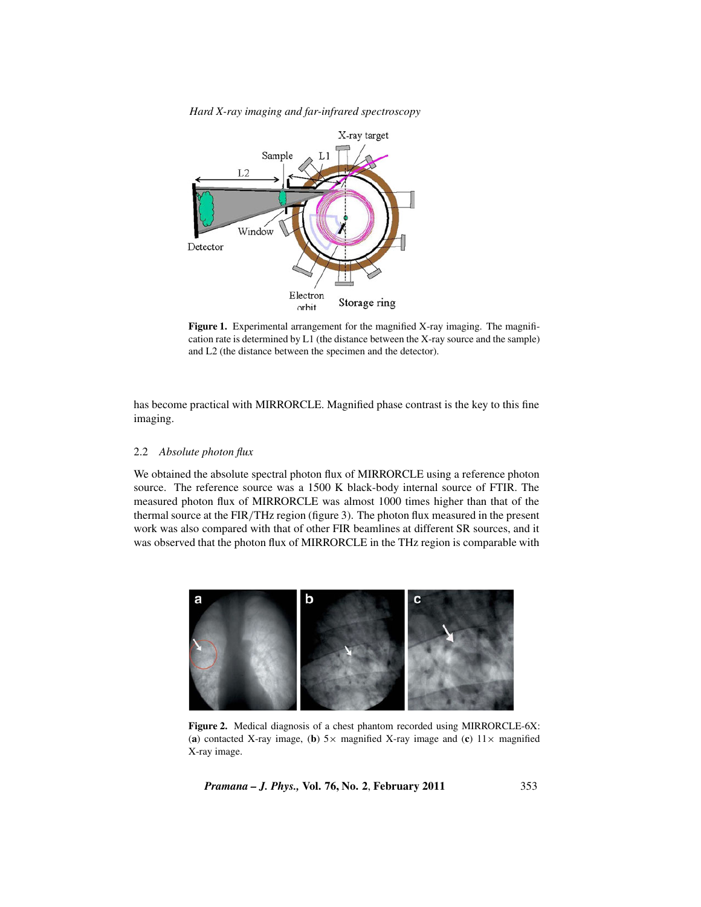**Figure 1.** Experimental arrangement for the magnified X-ray imaging. The magnification rate is determined by L1 (the distance between the X-ray source and the sample) and L2 (the distance between the specimen and the detector).

has become practical with MIRRORCLE. Magnified phase contrast is the key to this fine imaging.

### 2.2 *Absolute photon flux*

We obtained the absolute spectral photon flux of MIRRORCLE using a reference photon source. The reference source was a 1500 K black-body internal source of FTIR. The measured photon flux of MIRRORCLE was almost 1000 times higher than that of the thermal source at the FIR/THz region (figure 3). The photon flux measured in the present work was also compared with that of other FIR beamlines at different SR sources, and it was observed that the photon flux of MIRRORCLE in the THz region is comparable with

**Figure 2.** Medical diagnosis of a chest phantom recorded using MIRRORCLE-6X: (**a**) contacted X-ray image, (**b**) 5× magnified X-ray image and (**c**) 11× magnified X-ray image.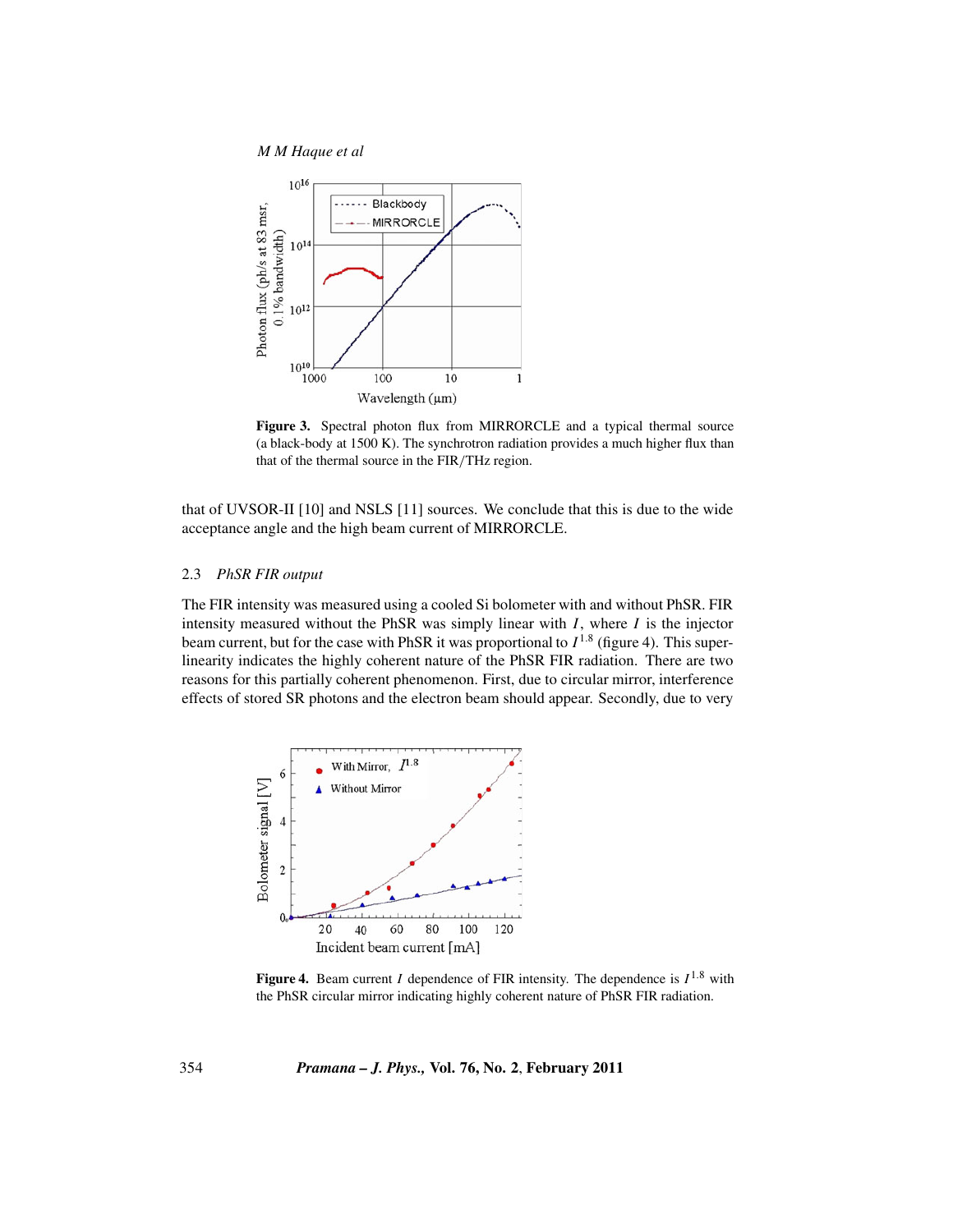Figure 3. Spectral photon flux from MIRRORCLE and a typical thermal source (a black-body at 1500 K). The synchrotron radiation provides a much higher flux than that of the thermal source in the FIR/THz region.

that of UVSOR-II [10] and NSLS [11] sources. We conclude that this is due to the wide acceptance angle and the high beam current of MIRRORCLE.

### 2.3 *PhSR FIR output*

The FIR intensity was measured using a cooled Si bolometer with and without PhSR. FIR intensity measured without the PhSR was simply linear with $I$, where $I$ is the injector beam current, but for the case with PhSR it was proportional to $I^{1.8}$ (figure 4). This super-linearity indicates the highly coherent nature of the PhSR FIR radiation. There are two reasons for this partially coherent phenomenon. First, due to circular mirror, interference effects of stored SR photons and the electron beam should appear. Secondly, due to very

Figure 4. Beam current $I$ dependence of FIR intensity. The dependence is $I^{1.8}$ with the PhSR circular mirror indicating highly coherent nature of PhSR FIR radiation.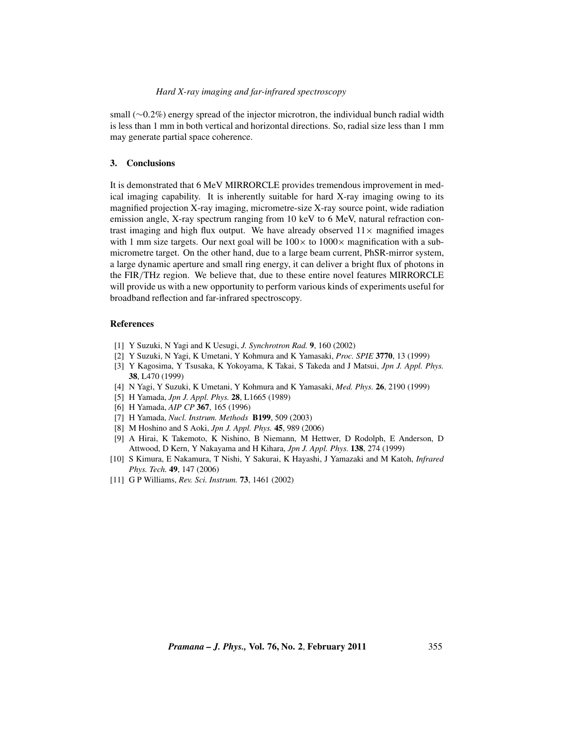small (∼0.2%) energy spread of the injector microtron, the individual bunch radial width is less than 1 mm in both vertical and horizontal directions. So, radial size less than 1 mm may generate partial space coherence.

## 3. Conclusions

It is demonstrated that 6 MeV MIRRORCLE provides tremendous improvement in medical imaging capability. It is inherently suitable for hard X-ray imaging owing to its magnified projection X-ray imaging, micrometre-size X-ray source point, wide radiation emission angle, X-ray spectrum ranging from 10 keV to 6 MeV, natural refraction contrast imaging and high flux output. We have already observed 11× magnified images with 1 mm size targets. Our next goal will be 100× to 1000× magnification with a submicrometre target. On the other hand, due to a large beam current, PhSR-mirror system, a large dynamic aperture and small ring energy, it can deliver a bright flux of photons in the FIR/THz region. We believe that, due to these entire novel features MIRRORCLE will provide us with a new opportunity to perform various kinds of experiments useful for broadband reflection and far-infrared spectroscopy.

## References

[1] Y Suzuki, N Yagi and K Uesugi, *J. Synchrotron Rad.* **9**, 160 (2002)

[2] Y Suzuki, N Yagi, K Umetani, Y Kohmura and K Yamasaki, *Proc. SPIE* **3770**, 13 (1999)

[3] Y Kagosima, Y Tsusaka, K Yokoyama, K Takai, S Takeda and J Matsui, *Jpn J. Appl. Phys.* **38**, L470 (1999)

[4] N Yagi, Y Suzuki, K Umetani, Y Kohmura and K Yamasaki, *Med. Phys.* **26**, 2190 (1999)

[5] H Yamada, *Jpn J. Appl. Phys.* **28**, L1665 (1989)

[6] H Yamada, *AIP CP* **367**, 165 (1996)

[7] H Yamada, *Nucl. Instrum. Methods* **B199**, 509 (2003)

[8] M Hoshino and S Aoki, *Jpn J. Appl. Phys.* **45**, 989 (2006)

[9] A Hirai, K Takemoto, K Nishino, B Niemann, M Hettwer, D Rodolph, E Anderson, D Attwood, D Kern, Y Nakayama and H Kihara, *Jpn J. Appl. Phys.* **138**, 274 (1999)

[10] S Kimura, E Nakamura, T Nishi, Y Sakurai, K Hayashi, J Yamazaki and M Katoh, *Infrared Phys. Tech.* **49**, 147 (2006)

[11] G P Williams, *Rev. Sci. Instrum.* **73**, 1461 (2002)